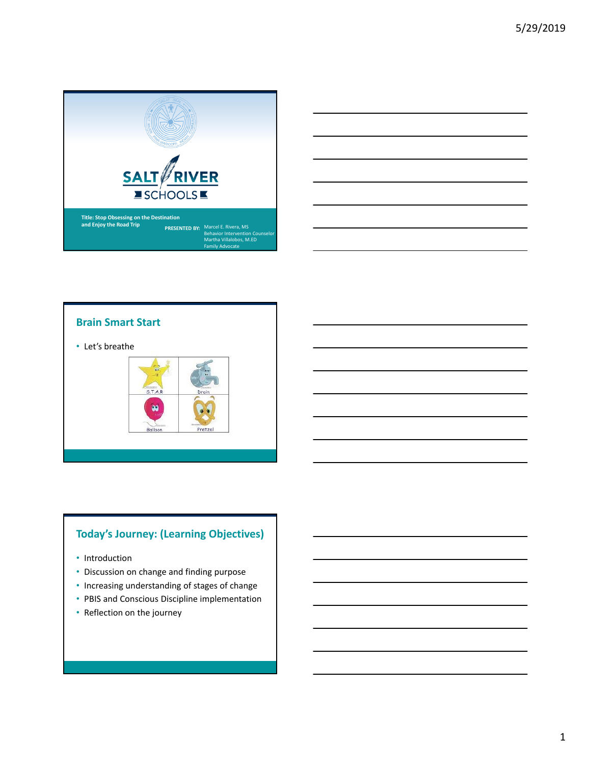# SALT RIVER SCHOOLS

**Title: Stop Obsessing on the Destination and Enjoy the Road Trip**

**PRESENTED BY:** Marcel E. Rivera, MS
Behavior Intervention Counselor
Martha Villalobos, M.ED
Family Advocate

## Brain Smart Start

- Let's breathe

| S.T.A.R | Drain |
| --- | --- |
| Balloon | Pretzel |

## Today's Journey: (Learning Objectives)

- Introduction
- Discussion on change and finding purpose
- Increasing understanding of stages of change
- PBIS and Conscious Discipline implementation
- Reflection on the journey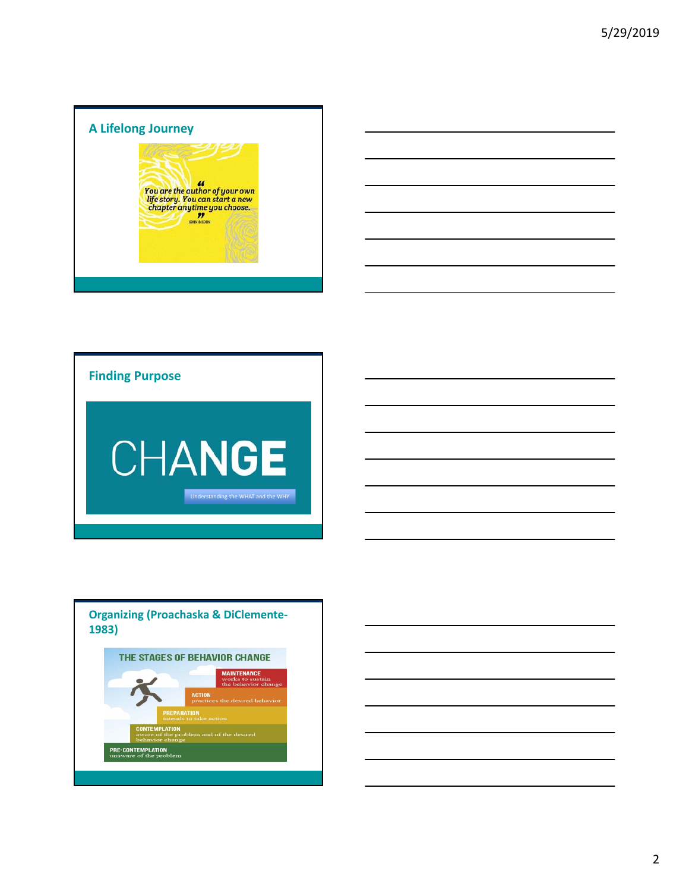## A Lifelong Journey

"You are the author of your own life story. You can start a new chapter anytime you choose."
JOHN & EDEN

## Finding Purpose

CHANGE

Understanding the WHAT and the WHY

## Organizing (Proachaska & DiClemente-1983)

THE STAGES OF BEHAVIOR CHANGE

- MAINTENANCE — works to sustain the behavior change
- ACTION — practices the desired behavior
- PREPARATION — intends to take action
- CONTEMPLATION — aware of the problem and of the desired behavior change
- PRE-CONTEMPLATION — unaware of the problem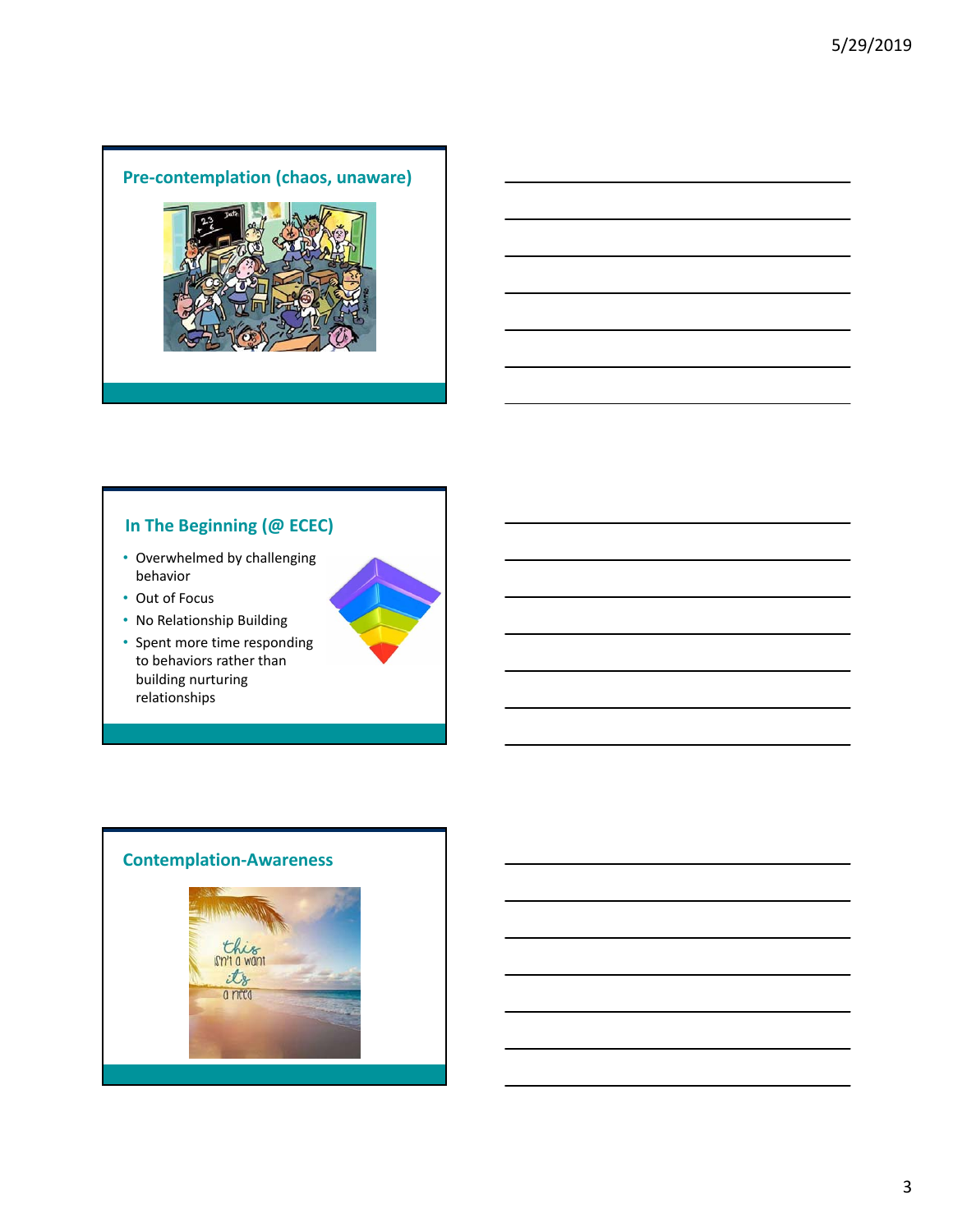## Pre-contemplation (chaos, unaware)

## In The Beginning (@ ECEC)

- Overwhelmed by challenging behavior
- Out of Focus
- No Relationship Building
- Spent more time responding to behaviors rather than building nurturing relationships

## Contemplation-Awareness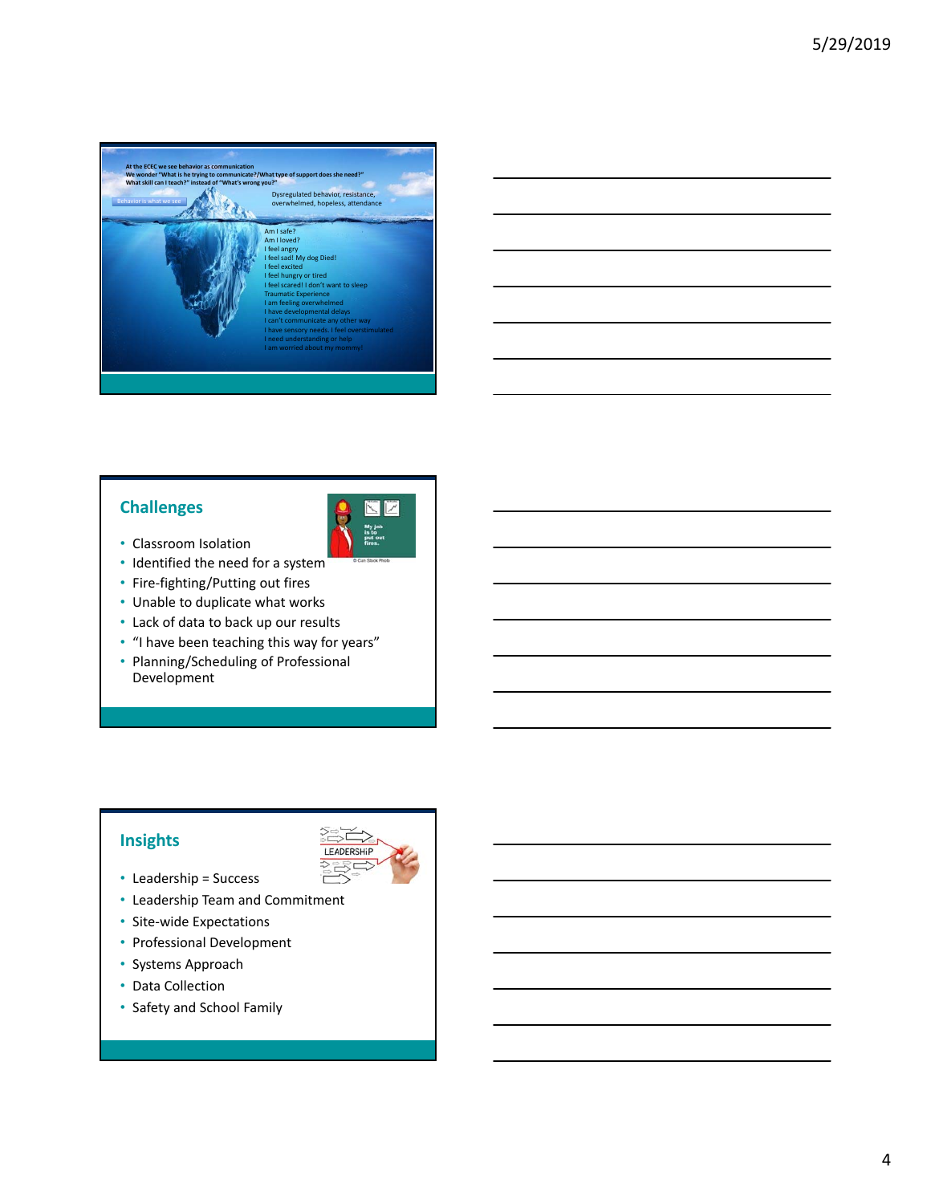At the ECEC we see behavior as communication
We wonder "What is he trying to communicate?/What type of support does she need?"
What skill can I teach?" instead of "What's wrong you?"

Behavior is what we see

Dysregulated behavior, resistance, overwhelmed, hopeless, attendance

Am I safe?
Am I loved?
I feel angry
I feel sad! My dog Died!
I feel excited
I feel hungry or tired
I feel scared! I don't want to sleep
Traumatic Experience
I am feeling overwhelmed
I have developmental delays
I can't communicate any other way
I have sensory needs. I feel overstimulated
I need understanding or help
I am worried about my mommy!

## Challenges

- Classroom Isolation
- Identified the need for a system
- Fire-fighting/Putting out fires
- Unable to duplicate what works
- Lack of data to back up our results
- "I have been teaching this way for years"
- Planning/Scheduling of Professional Development

My job is to put out fires.

© Can Stock Photo

## Insights

- Leadership = Success
- Leadership Team and Commitment
- Site-wide Expectations
- Professional Development
- Systems Approach
- Data Collection
- Safety and School Family

LEADERSHIP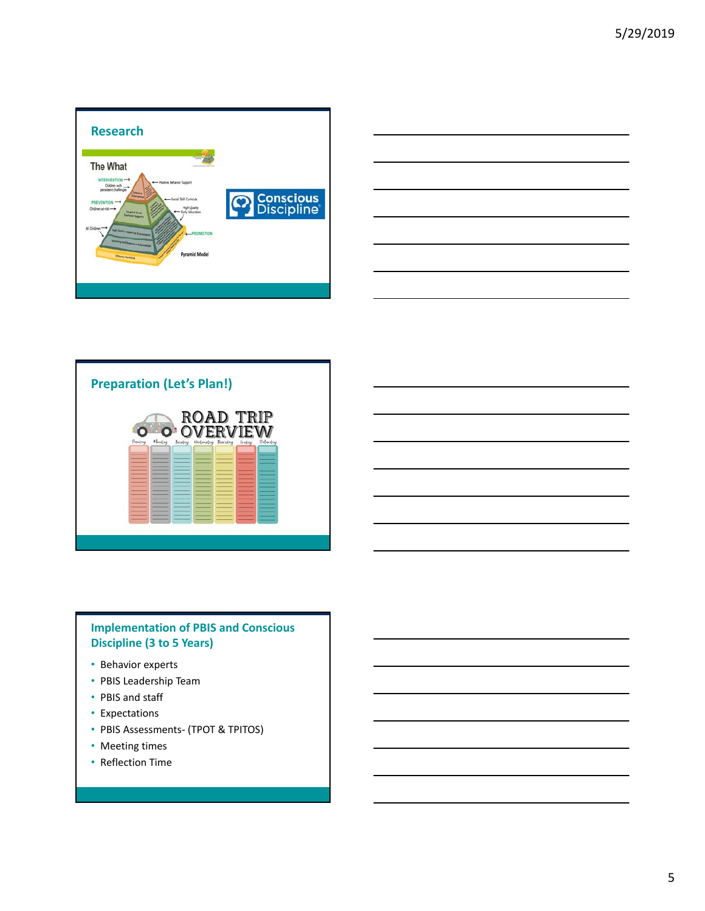## Research

The What

INTERVENTION → Children with persistent challenges

PREVENTION → Children at-risk

All Children

Positive Behavior Support

Social Skill Curricula

High Quality Early Education

PROMOTION

Pyramid Model

Conscious Discipline

## Preparation (Let's Plan!)

ROAD TRIP OVERVIEW

Sunday | Monday | Tuesday | Wednesday | Thursday | Friday | Saturday

## Implementation of PBIS and Conscious Discipline (3 to 5 Years)

- Behavior experts
- PBIS Leadership Team
- PBIS and staff
- Expectations
- PBIS Assessments- (TPOT & TPITOS)
- Meeting times
- Reflection Time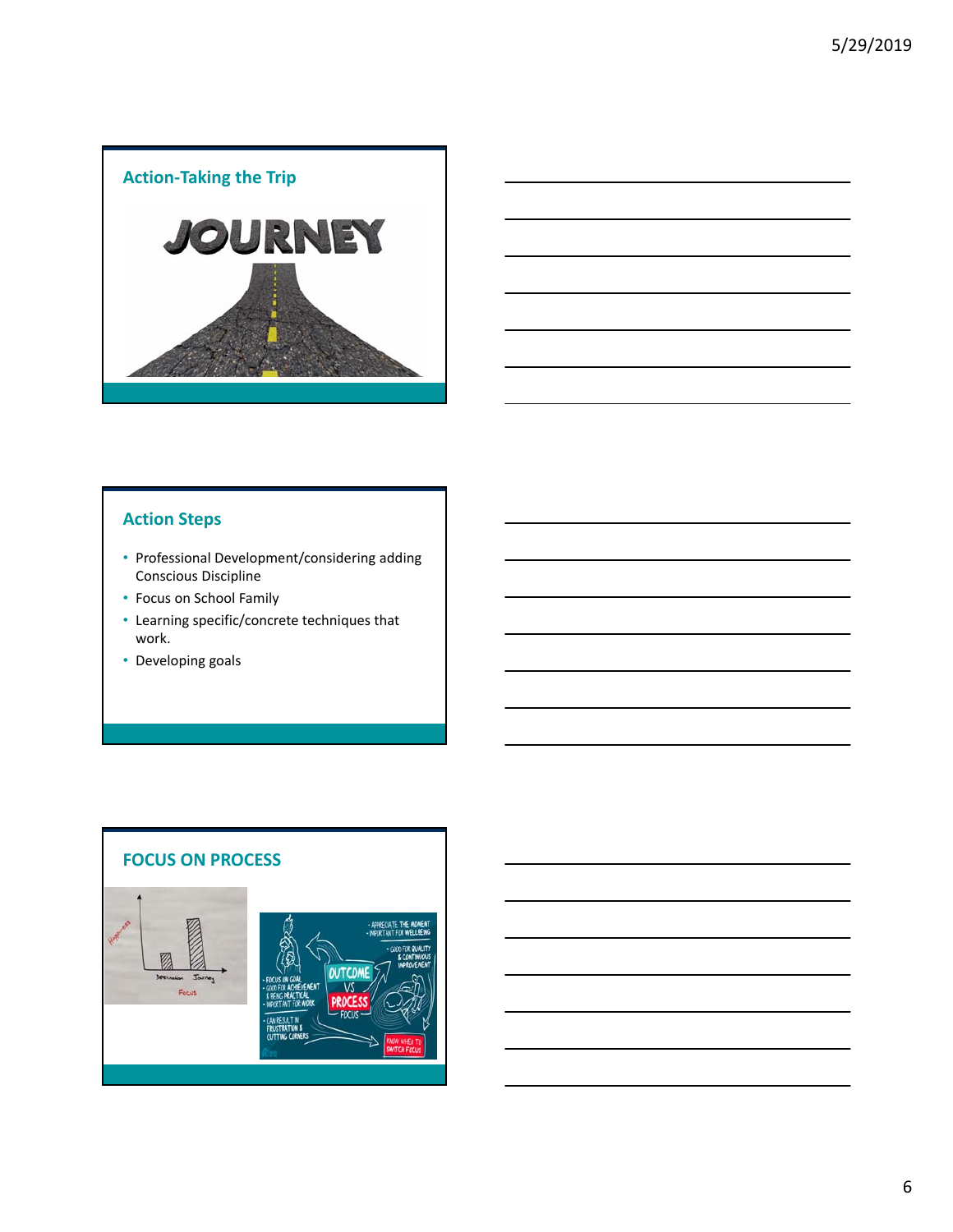## Action-Taking the Trip

## Action Steps

- Professional Development/considering adding Conscious Discipline
- Focus on School Family
- Learning specific/concrete techniques that work.
- Developing goals

## FOCUS ON PROCESS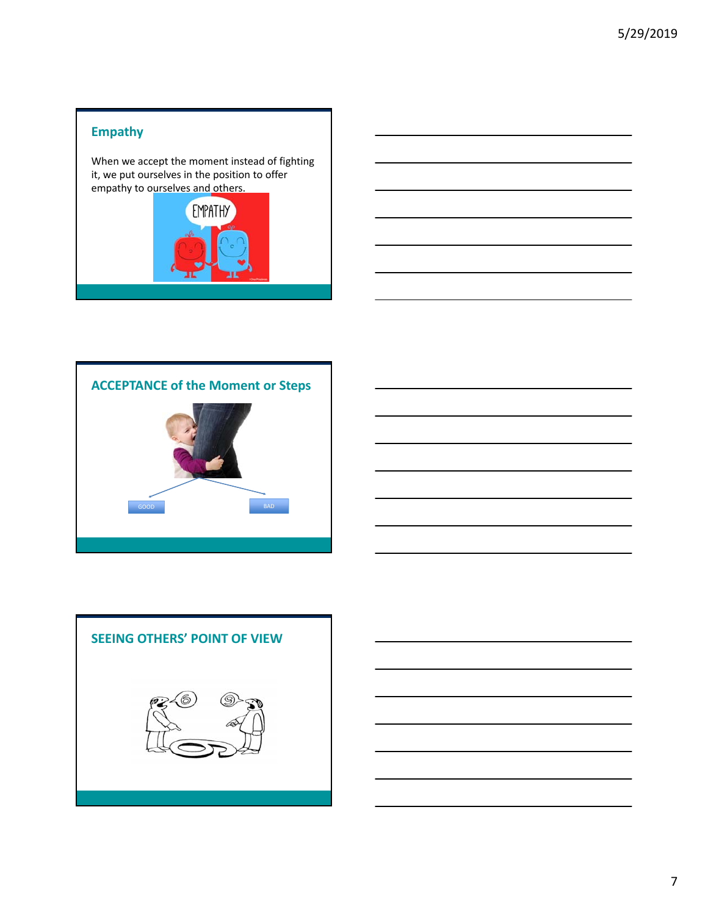## Empathy

When we accept the moment instead of fighting it, we put ourselves in the position to offer empathy to ourselves and others.

## ACCEPTANCE of the Moment or Steps

GOOD

BAD

## SEEING OTHERS' POINT OF VIEW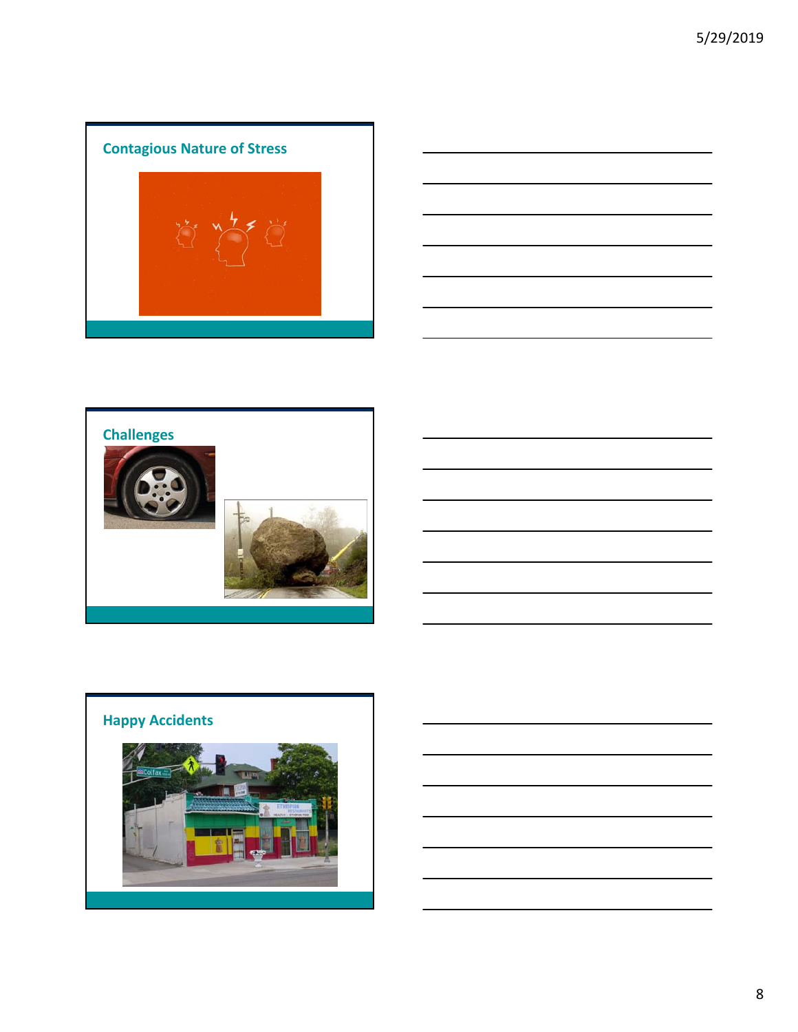## Contagious Nature of Stress

## Challenges

## Happy Accidents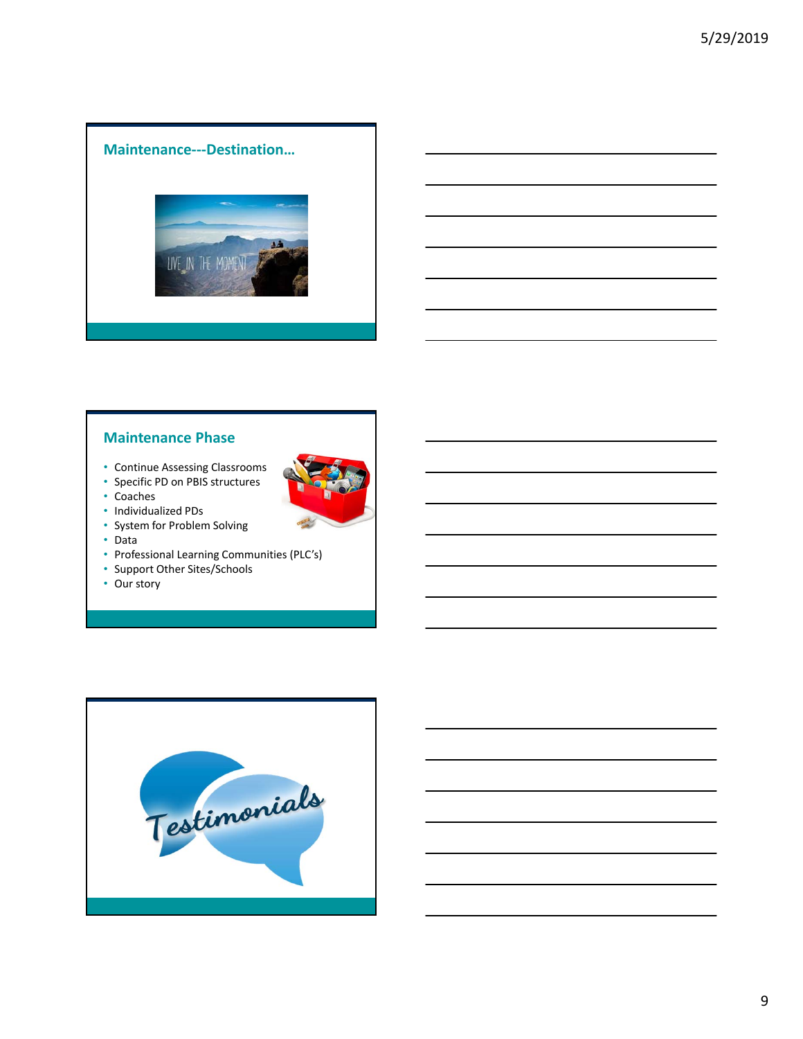## Maintenance---Destination…

LIVE IN THE MOMENT

## Maintenance Phase

- Continue Assessing Classrooms
- Specific PD on PBIS structures
- Coaches
- Individualized PDs
- System for Problem Solving
- Data
- Professional Learning Communities (PLC's)
- Support Other Sites/Schools
- Our story

## Testimonials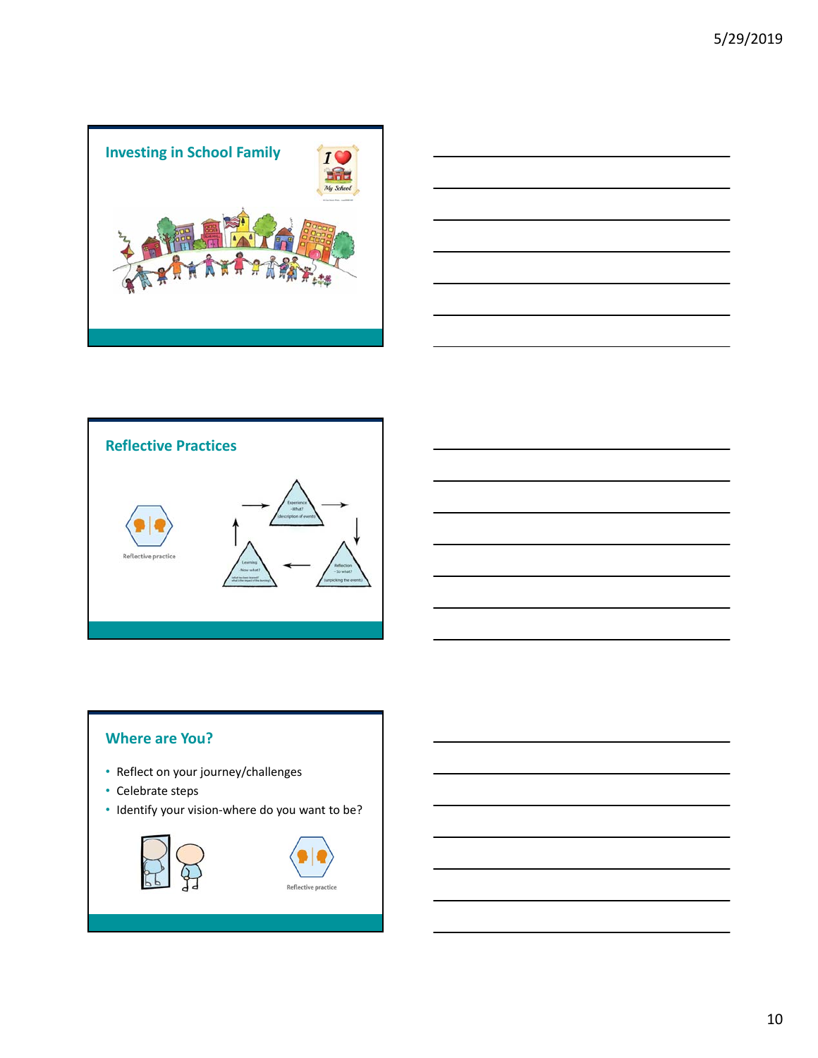## Investing in School Family

## Reflective Practices

Reflective practice

Experience – What? (description of events)

Reflection – So what? (unpacking the events)

Learning – Now what?

## Where are You?

- Reflect on your journey/challenges
- Celebrate steps
- Identify your vision-where do you want to be?

Reflective practice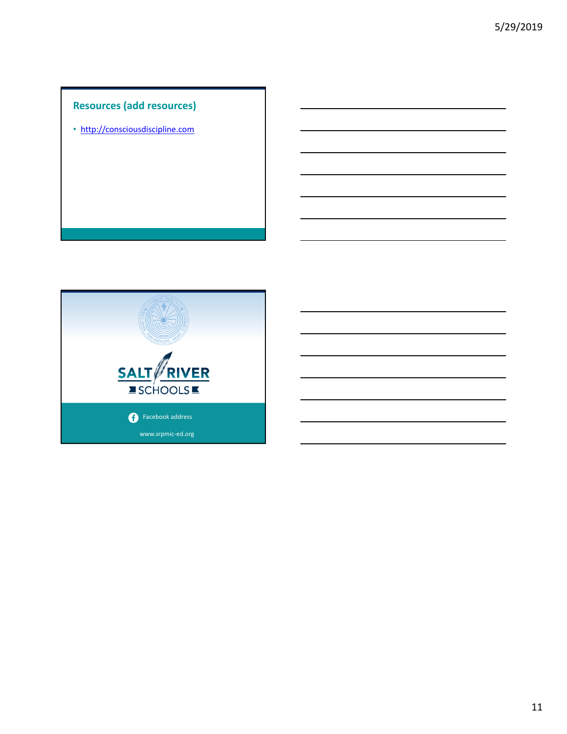## Resources (add resources)

- http://consciousdiscipline.com

SALT RIVER SCHOOLS

Facebook address

www.srpmic-ed.org